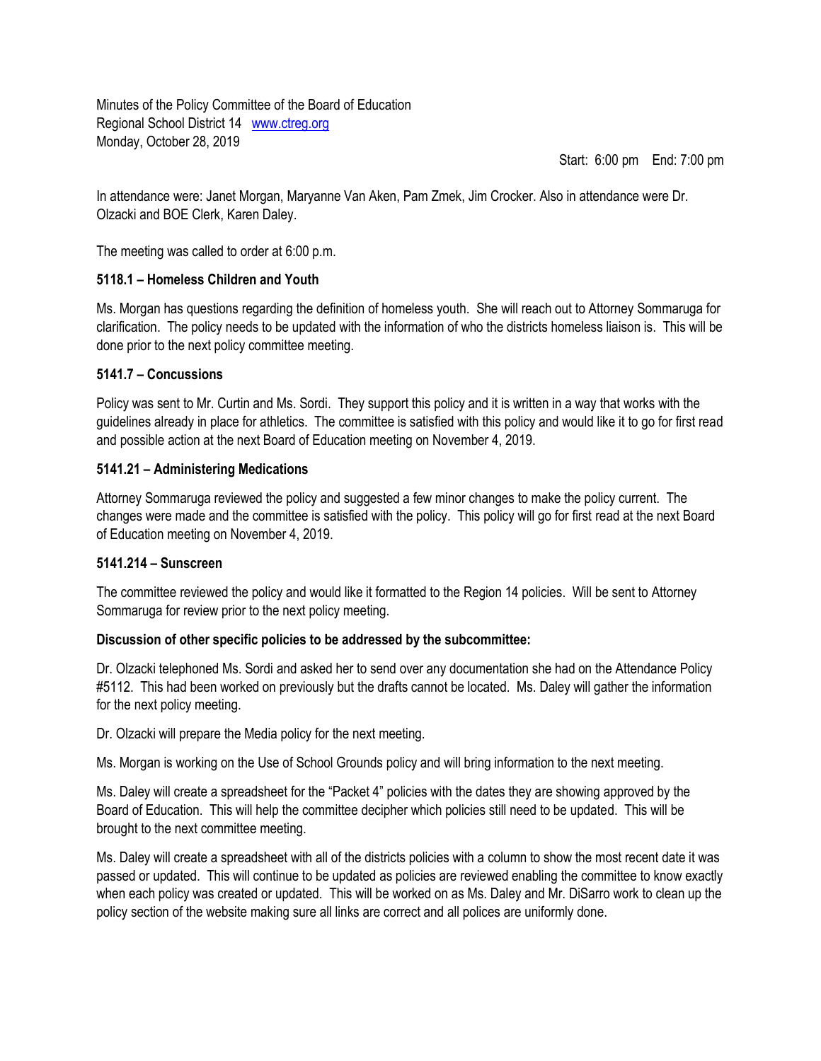Minutes of the Policy Committee of the Board of Education
Regional School District 14 [www.ctreg.org](http://www.ctreg.org)
Monday, October 28, 2019

Start: 6:00 pm End: 7:00 pm

In attendance were: Janet Morgan, Maryanne Van Aken, Pam Zmek, Jim Crocker. Also in attendance were Dr. Olzacki and BOE Clerk, Karen Daley.

The meeting was called to order at 6:00 p.m.

**5118.1 – Homeless Children and Youth**

Ms. Morgan has questions regarding the definition of homeless youth. She will reach out to Attorney Sommaruga for clarification. The policy needs to be updated with the information of who the districts homeless liaison is. This will be done prior to the next policy committee meeting.

**5141.7 – Concussions**

Policy was sent to Mr. Curtin and Ms. Sordi. They support this policy and it is written in a way that works with the guidelines already in place for athletics. The committee is satisfied with this policy and would like it to go for first read and possible action at the next Board of Education meeting on November 4, 2019.

**5141.21 – Administering Medications**

Attorney Sommaruga reviewed the policy and suggested a few minor changes to make the policy current. The changes were made and the committee is satisfied with the policy. This policy will go for first read at the next Board of Education meeting on November 4, 2019.

**5141.214 – Sunscreen**

The committee reviewed the policy and would like it formatted to the Region 14 policies. Will be sent to Attorney Sommaruga for review prior to the next policy meeting.

**Discussion of other specific policies to be addressed by the subcommittee:**

Dr. Olzacki telephoned Ms. Sordi and asked her to send over any documentation she had on the Attendance Policy #5112. This had been worked on previously but the drafts cannot be located. Ms. Daley will gather the information for the next policy meeting.

Dr. Olzacki will prepare the Media policy for the next meeting.

Ms. Morgan is working on the Use of School Grounds policy and will bring information to the next meeting.

Ms. Daley will create a spreadsheet for the "Packet 4" policies with the dates they are showing approved by the Board of Education. This will help the committee decipher which policies still need to be updated. This will be brought to the next committee meeting.

Ms. Daley will create a spreadsheet with all of the districts policies with a column to show the most recent date it was passed or updated. This will continue to be updated as policies are reviewed enabling the committee to know exactly when each policy was created or updated. This will be worked on as Ms. Daley and Mr. DiSarro work to clean up the policy section of the website making sure all links are correct and all polices are uniformly done.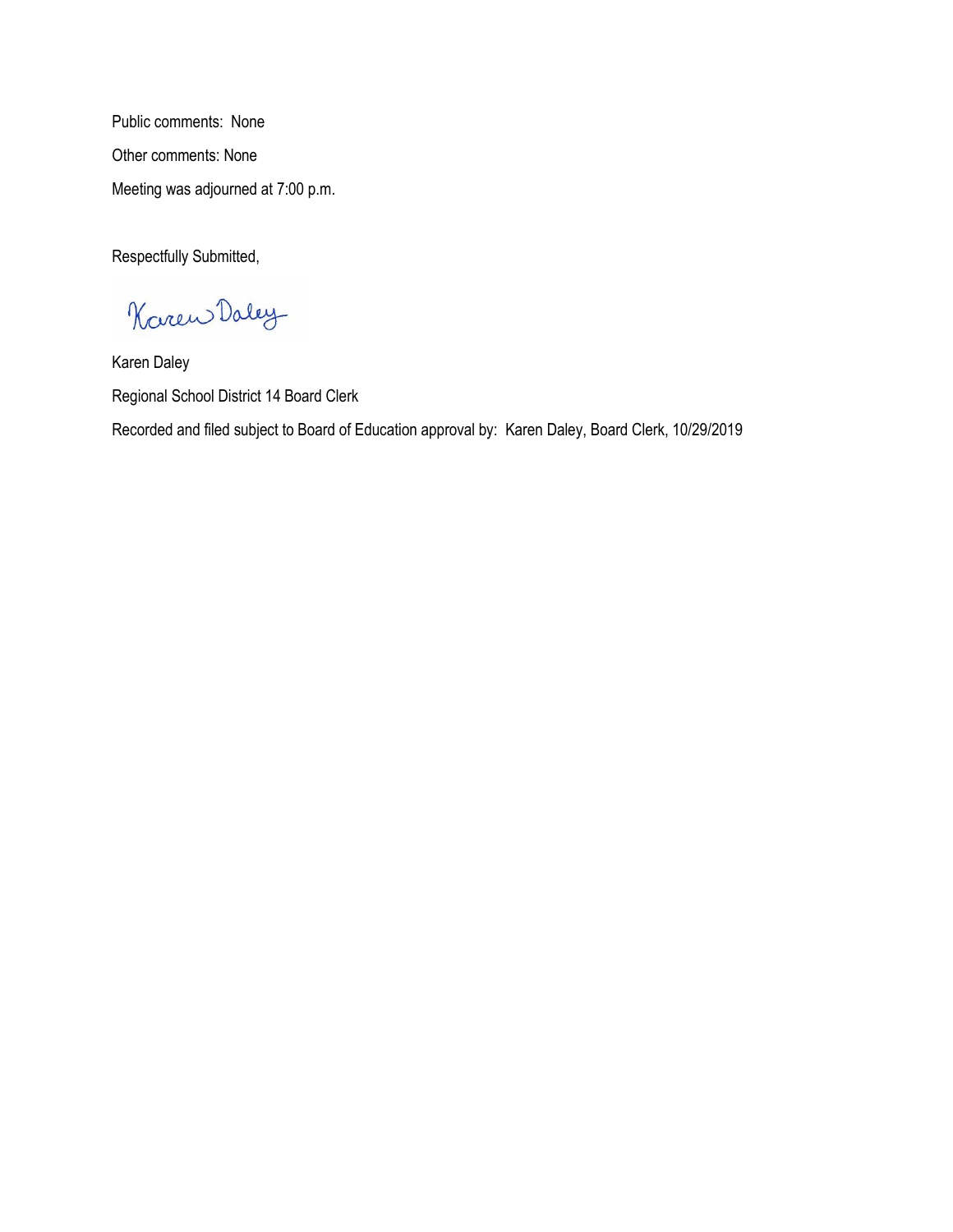Public comments: None

Other comments: None

Meeting was adjourned at 7:00 p.m.

Respectfully Submitted,

Karen Daley

Karen Daley

Regional School District 14 Board Clerk

Recorded and filed subject to Board of Education approval by: Karen Daley, Board Clerk, 10/29/2019